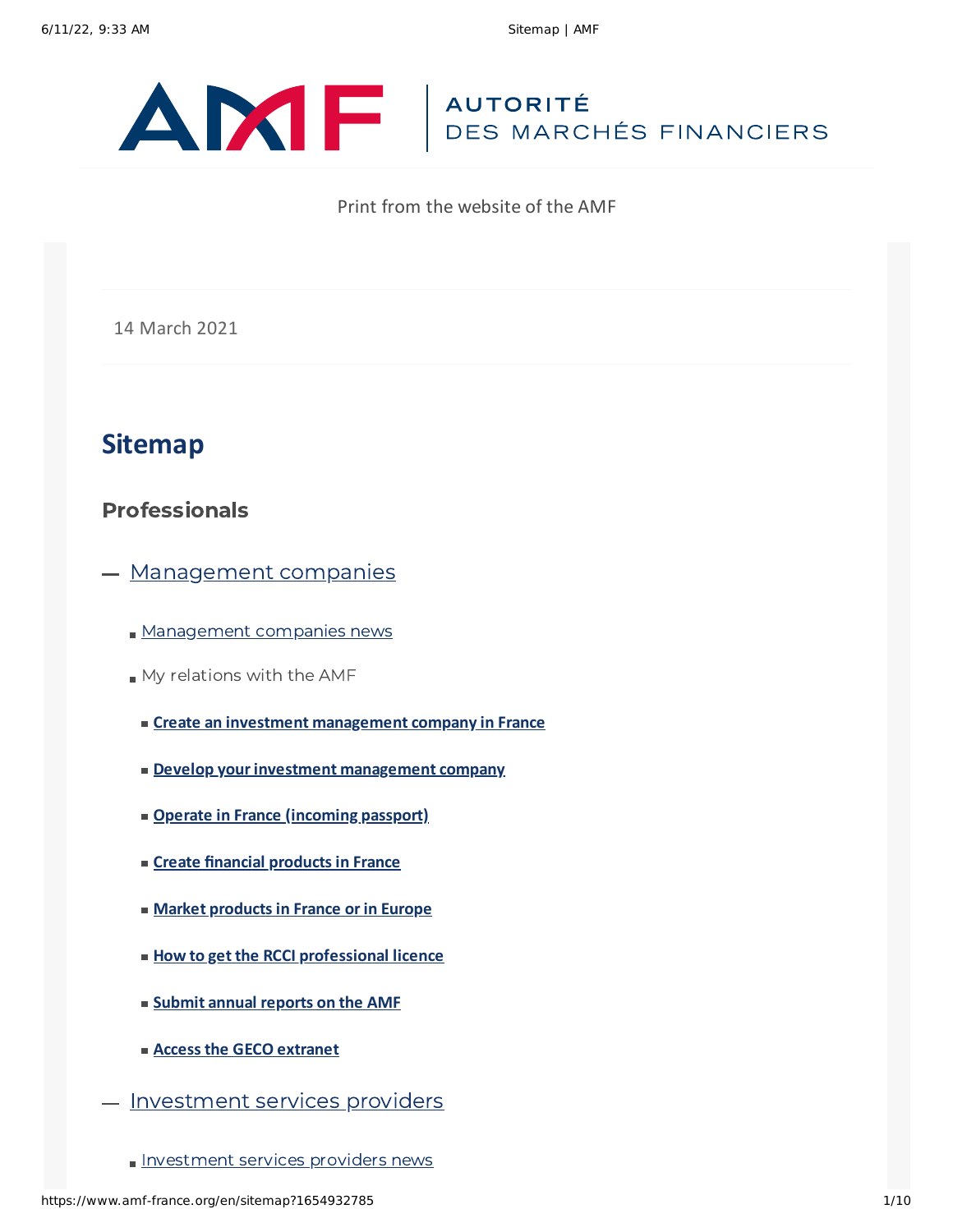Print from the website of the AMF

14 March 2021

# Sitemap

## Professionals

- Management companies
  - Management companies news
  - My relations with the AMF
    - **Create an investment management company in France**
    - **Develop your investment management company**
    - **Operate in France (incoming passport)**
    - **Create financial products in France**
    - **Market products in France or in Europe**
    - **How to get the RCCI professional licence**
    - **Submit annual reports on the AMF**
    - **Access the GECO extranet**
- Investment services providers
  - Investment services providers news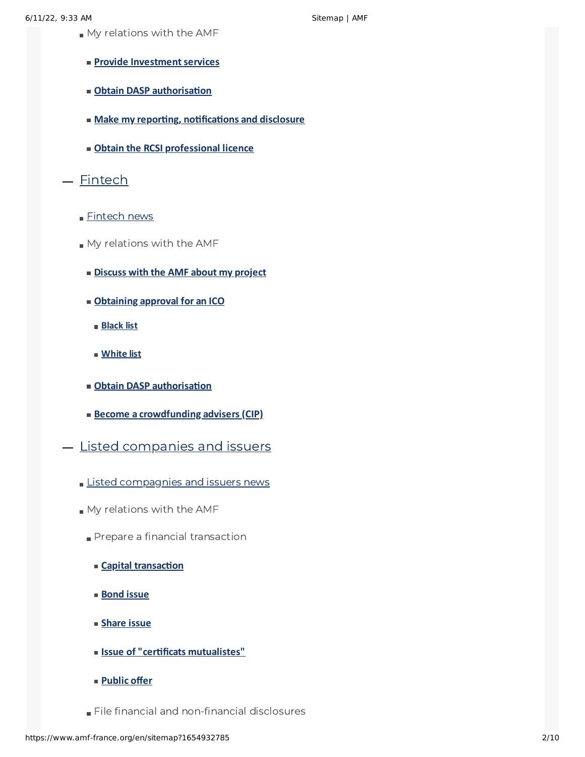- My relations with the AMF
  - **Provide Investment services**
  - **Obtain DASP authorisation**
  - **Make my reporting, notifications and disclosure**
  - **Obtain the RCSI professional licence**

## Fintech

- Fintech news
- My relations with the AMF
  - **Discuss with the AMF about my project**
  - **Obtaining approval for an ICO**
    - **Black list**
    - **White list**
  - **Obtain DASP authorisation**
  - **Become a crowdfunding advisers (CIP)**

## Listed companies and issuers

- Listed compagnies and issuers news
- My relations with the AMF
  - Prepare a financial transaction
    - **Capital transaction**
    - **Bond issue**
    - **Share issue**
    - **Issue of "certificats mutualistes"**
    - **Public offer**
  - File financial and non-financial disclosures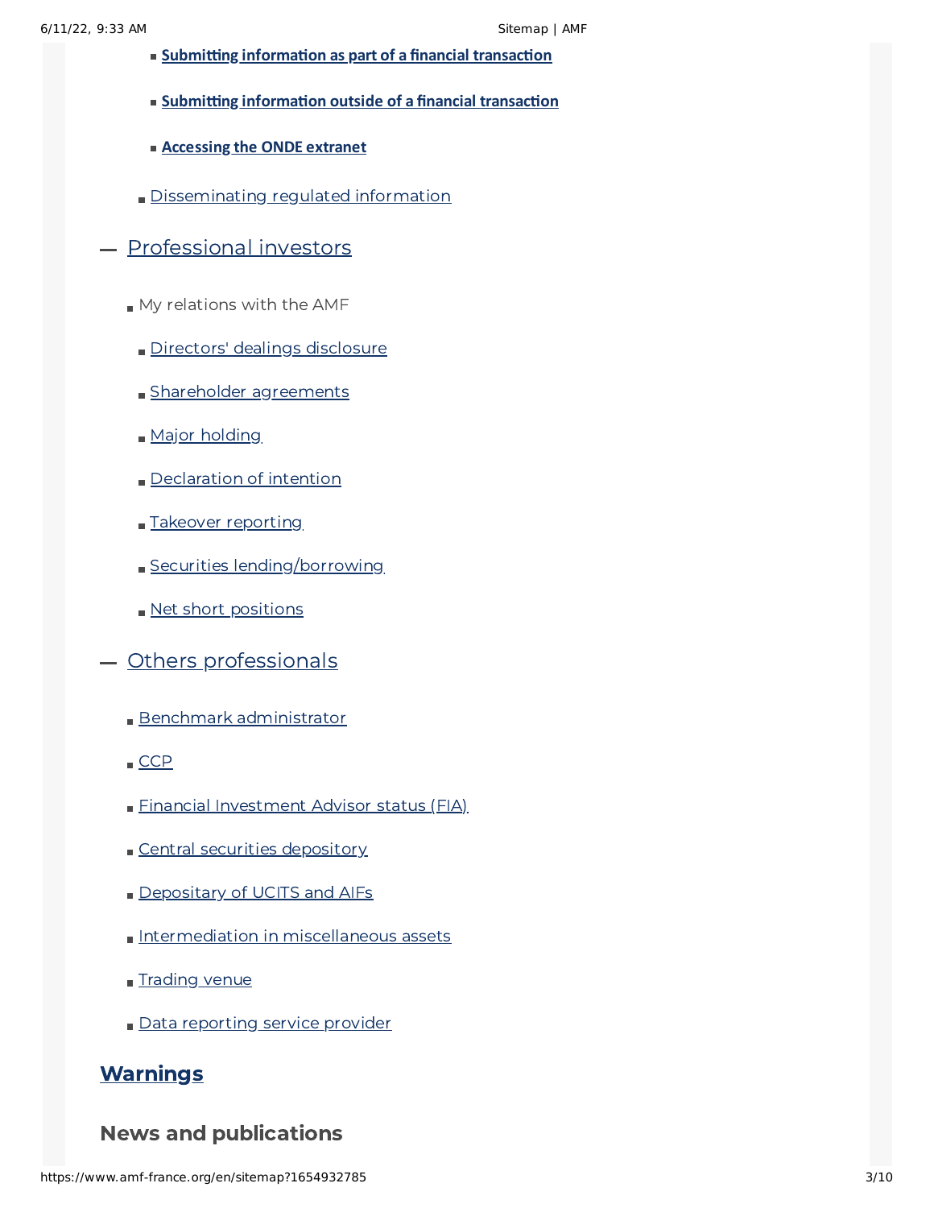- **Submitting information as part of a financial transaction**
- **Submitting information outside of a financial transaction**
- **Accessing the ONDE extranet**
- Disseminating regulated information

## — Professional investors

- My relations with the AMF
  - Directors' dealings disclosure
  - Shareholder agreements
  - Major holding
  - Declaration of intention
  - Takeover reporting
  - Securities lending/borrowing
  - Net short positions

## — Others professionals

- Benchmark administrator
- CCP
- Financial Investment Advisor status (FIA)
- Central securities depository
- Depositary of UCITS and AIFs
- Intermediation in miscellaneous assets
- Trading venue
- Data reporting service provider

## **Warnings**

## News and publications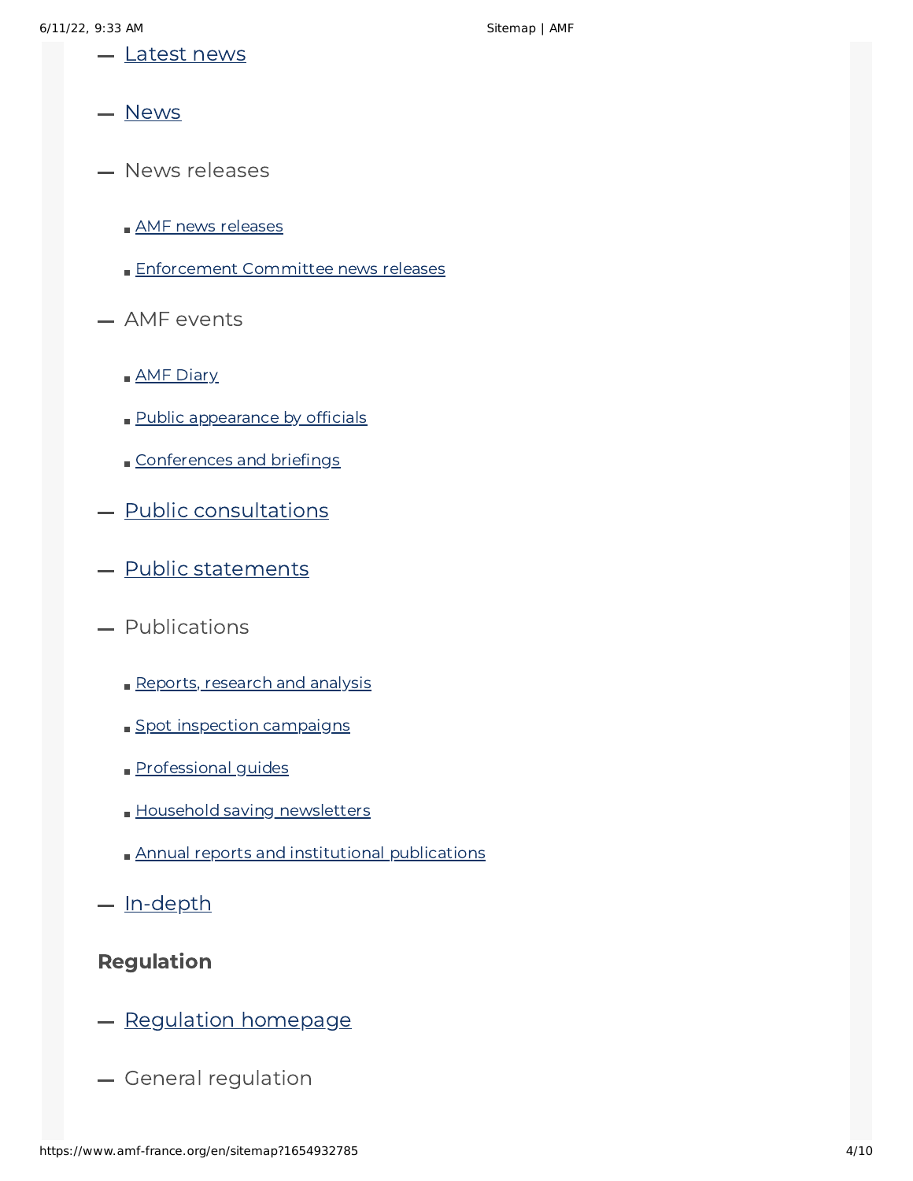- Latest news
- News
- News releases
  - AMF news releases
  - Enforcement Committee news releases
- AMF events
  - AMF Diary
  - Public appearance by officials
  - Conferences and briefings
- Public consultations
- Public statements
- Publications
  - Reports, research and analysis
  - Spot inspection campaigns
  - Professional guides
  - Household saving newsletters
  - Annual reports and institutional publications
- In-depth

**Regulation**

- Regulation homepage
- General regulation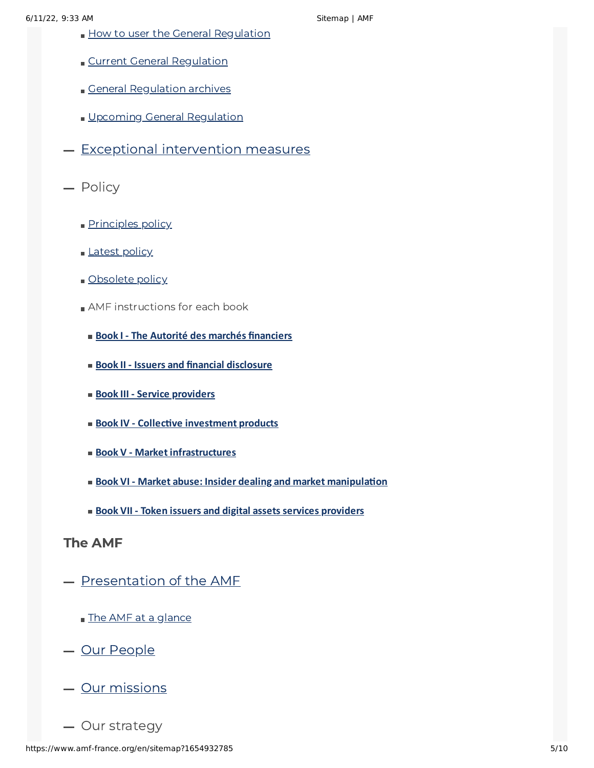- How to user the General Regulation
- Current General Regulation
- General Regulation archives
- Upcoming General Regulation

— Exceptional intervention measures

— Policy

- Principles policy
- Latest policy
- Obsolete policy
- AMF instructions for each book
  - **Book I - The Autorité des marchés financiers**
  - **Book II - Issuers and financial disclosure**
  - **Book III - Service providers**
  - **Book IV - Collective investment products**
  - **Book V - Market infrastructures**
  - **Book VI - Market abuse: Insider dealing and market manipulation**
  - **Book VII - Token issuers and digital assets services providers**

## The AMF

— Presentation of the AMF

- The AMF at a glance

— Our People

— Our missions

— Our strategy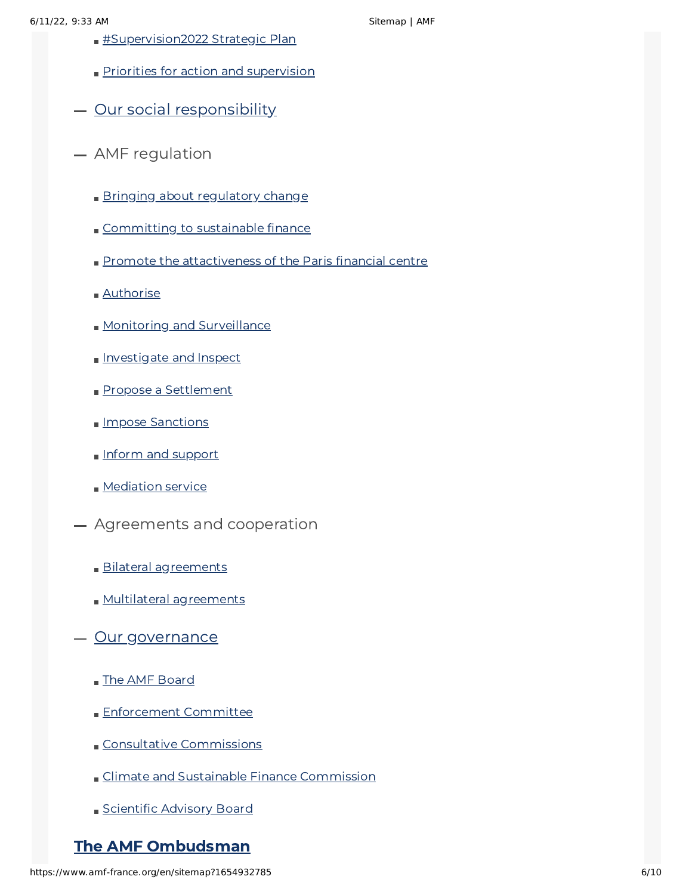- #Supervision2022 Strategic Plan
- Priorities for action and supervision

— Our social responsibility

— AMF regulation

- Bringing about regulatory change
- Committing to sustainable finance
- Promote the attactiveness of the Paris financial centre
- Authorise
- Monitoring and Surveillance
- Investigate and Inspect
- Propose a Settlement
- Impose Sanctions
- Inform and support
- Mediation service

— Agreements and cooperation

- Bilateral agreements
- Multilateral agreements

— Our governance

- The AMF Board
- Enforcement Committee
- Consultative Commissions
- Climate and Sustainable Finance Commission
- Scientific Advisory Board

## The AMF Ombudsman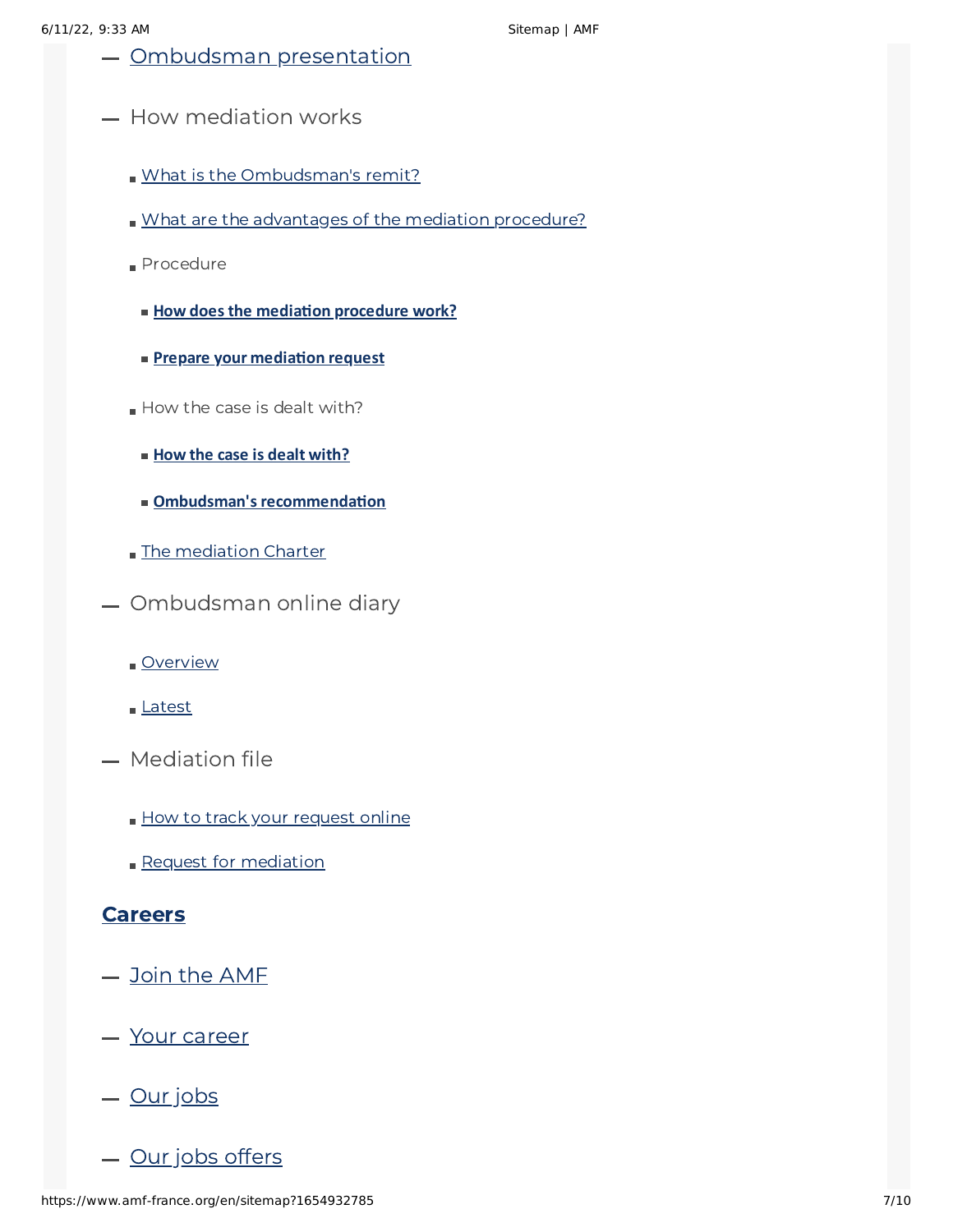- Ombudsman presentation
- How mediation works
  - What is the Ombudsman's remit?
  - What are the advantages of the mediation procedure?
  - Procedure
    - **How does the mediation procedure work?**
    - **Prepare your mediation request**
  - How the case is dealt with?
    - **How the case is dealt with?**
    - **Ombudsman's recommendation**
  - The mediation Charter
- Ombudsman online diary
  - Overview
  - Latest
- Mediation file
  - How to track your request online
  - Request for mediation

## Careers

- Join the AMF
- Your career
- Our jobs
- Our jobs offers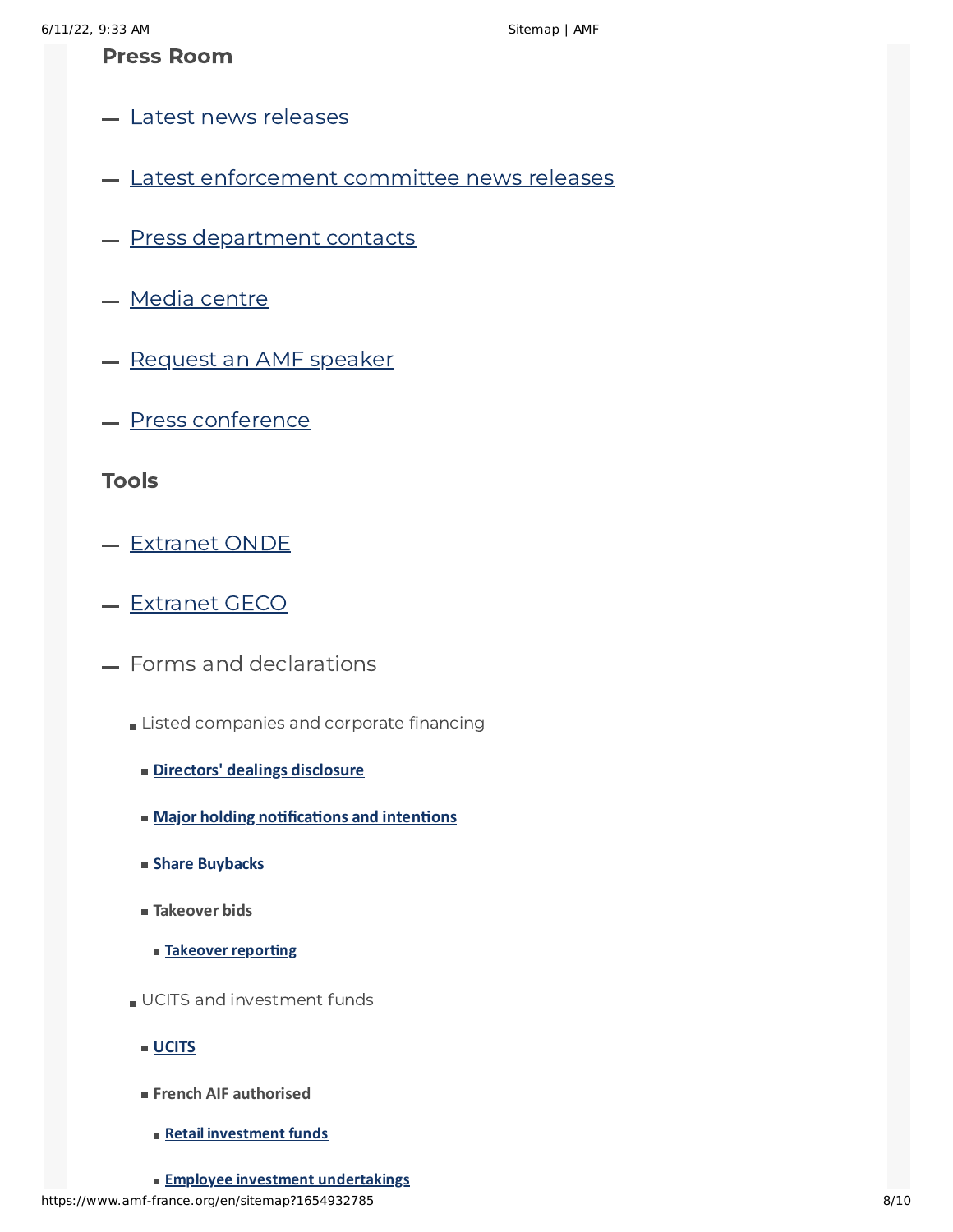## Press Room

- Latest news releases
- Latest enforcement committee news releases
- Press department contacts
- Media centre
- Request an AMF speaker
- Press conference

## Tools

- Extranet ONDE
- Extranet GECO
- Forms and declarations
  - Listed companies and corporate financing
    - **Directors' dealings disclosure**
    - **Major holding notifications and intentions**
    - **Share Buybacks**
    - **Takeover bids**
      - **Takeover reporting**
  - UCITS and investment funds
    - **UCITS**
    - **French AIF authorised**
      - **Retail investment funds**
      - **Employee investment undertakings**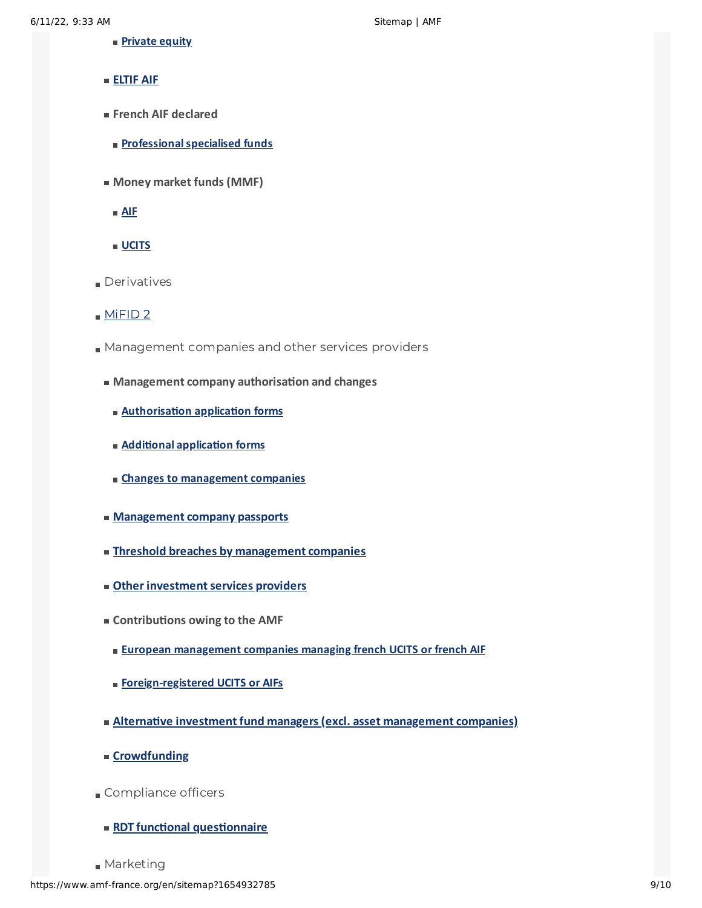- **Private equity**
  - **ELTIF AIF**
  - **French AIF declared**
    - **Professional specialised funds**
  - **Money market funds (MMF)**
    - **AIF**
    - **UCITS**
- Derivatives
- MiFID 2
- Management companies and other services providers
  - **Management company authorisation and changes**
    - **Authorisation application forms**
    - **Additional application forms**
    - **Changes to management companies**
  - **Management company passports**
  - **Threshold breaches by management companies**
  - **Other investment services providers**
  - **Contributions owing to the AMF**
    - **European management companies managing french UCITS or french AIF**
    - **Foreign-registered UCITS or AIFs**
  - **Alternative investment fund managers (excl. asset management companies)**
  - **Crowdfunding**
- Compliance officers
  - **RDT functional questionnaire**
- Marketing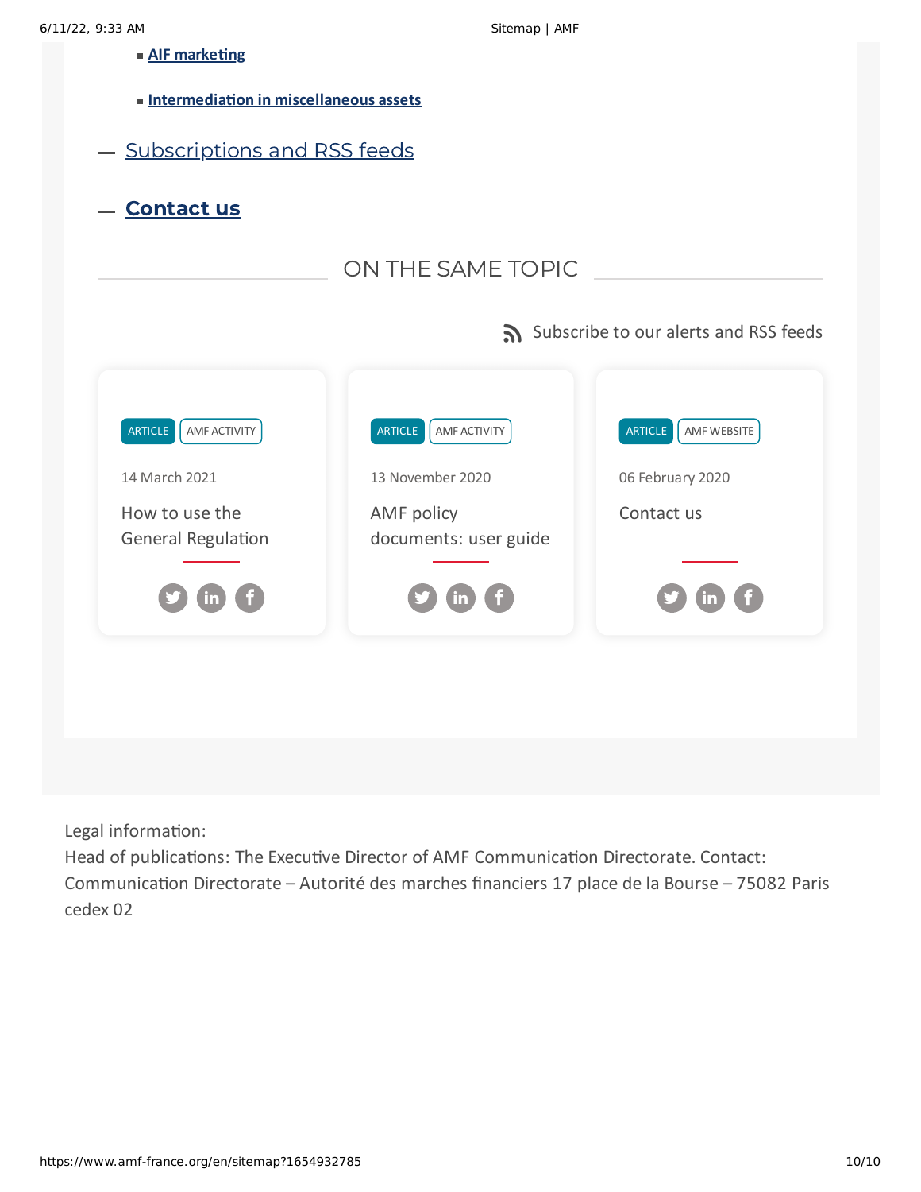- **AIF marketing**

- **Intermediation in miscellaneous assets**

- Subscriptions and RSS feeds

- **Contact us**

## ON THE SAME TOPIC

Subscribe to our alerts and RSS feeds

ARTICLE AMF ACTIVITY

14 March 2021

How to use the General Regulation

ARTICLE AMF ACTIVITY

13 November 2020

AMF policy documents: user guide

ARTICLE AMF WEBSITE

06 February 2020

Contact us

Legal information:
Head of publications: The Executive Director of AMF Communication Directorate. Contact: Communication Directorate – Autorité des marches financiers 17 place de la Bourse – 75082 Paris cedex 02